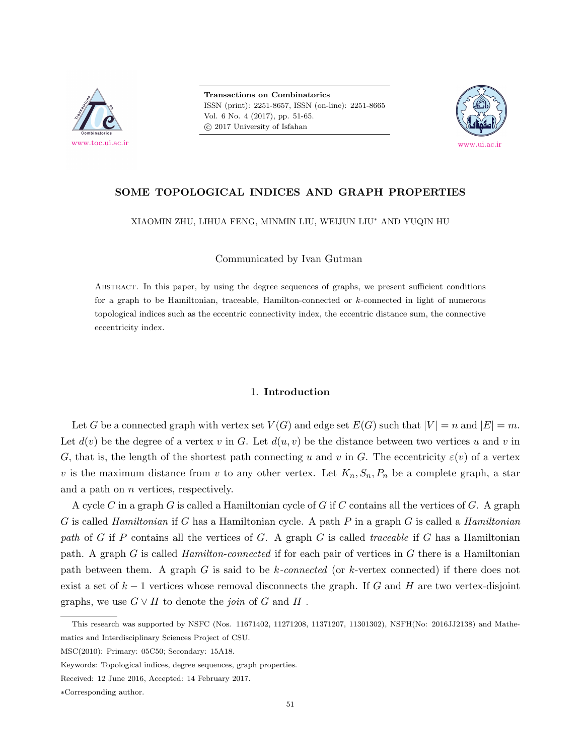**Transactions on Combinatorics**
ISSN (print): 2251-8657, ISSN (on-line): 2251-8665
Vol. 6 No. 4 (2017), pp. 51-65.
© 2017 University of Isfahan

www.toc.ui.ac.ir

www.ui.ac.ir

# SOME TOPOLOGICAL INDICES AND GRAPH PROPERTIES

XIAOMIN ZHU, LIHUA FENG, MINMIN LIU, WEIJUN LIU* AND YUQIN HU

Communicated by Ivan Gutman

Abstract. In this paper, by using the degree sequences of graphs, we present sufficient conditions for a graph to be Hamiltonian, traceable, Hamilton-connected or $k$-connected in light of numerous topological indices such as the eccentric connectivity index, the eccentric distance sum, the connective eccentricity index.

## 1. Introduction

Let $G$ be a connected graph with vertex set $V(G)$ and edge set $E(G)$ such that $|V| = n$ and $|E| = m$. Let $d(v)$ be the degree of a vertex $v$ in $G$. Let $d(u, v)$ be the distance between two vertices $u$ and $v$ in $G$, that is, the length of the shortest path connecting $u$ and $v$ in $G$. The eccentricity $\varepsilon(v)$ of a vertex $v$ is the maximum distance from $v$ to any other vertex. Let $K_n, S_n, P_n$ be a complete graph, a star and a path on $n$ vertices, respectively.

A cycle $C$ in a graph $G$ is called a Hamiltonian cycle of $G$ if $C$ contains all the vertices of $G$. A graph $G$ is called *Hamiltonian* if $G$ has a Hamiltonian cycle. A path $P$ in a graph $G$ is called a *Hamiltonian path* of $G$ if $P$ contains all the vertices of $G$. A graph $G$ is called *traceable* if $G$ has a Hamiltonian path. A graph $G$ is called *Hamilton-connected* if for each pair of vertices in $G$ there is a Hamiltonian path between them. A graph $G$ is said to be *$k$-connected* (or $k$-vertex connected) if there does not exist a set of $k-1$ vertices whose removal disconnects the graph. If $G$ and $H$ are two vertex-disjoint graphs, we use $G \vee H$ to denote the *join* of $G$ and $H$ .

---

This research was supported by NSFC (Nos. 11671402, 11271208, 11371207, 11301302), NSFH(No: 2016JJ2138) and Mathematics and Interdisciplinary Sciences Project of CSU.

MSC(2010): Primary: 05C50; Secondary: 15A18.

Keywords: Topological indices, degree sequences, graph properties.

Received: 12 June 2016, Accepted: 14 February 2017.

*Corresponding author.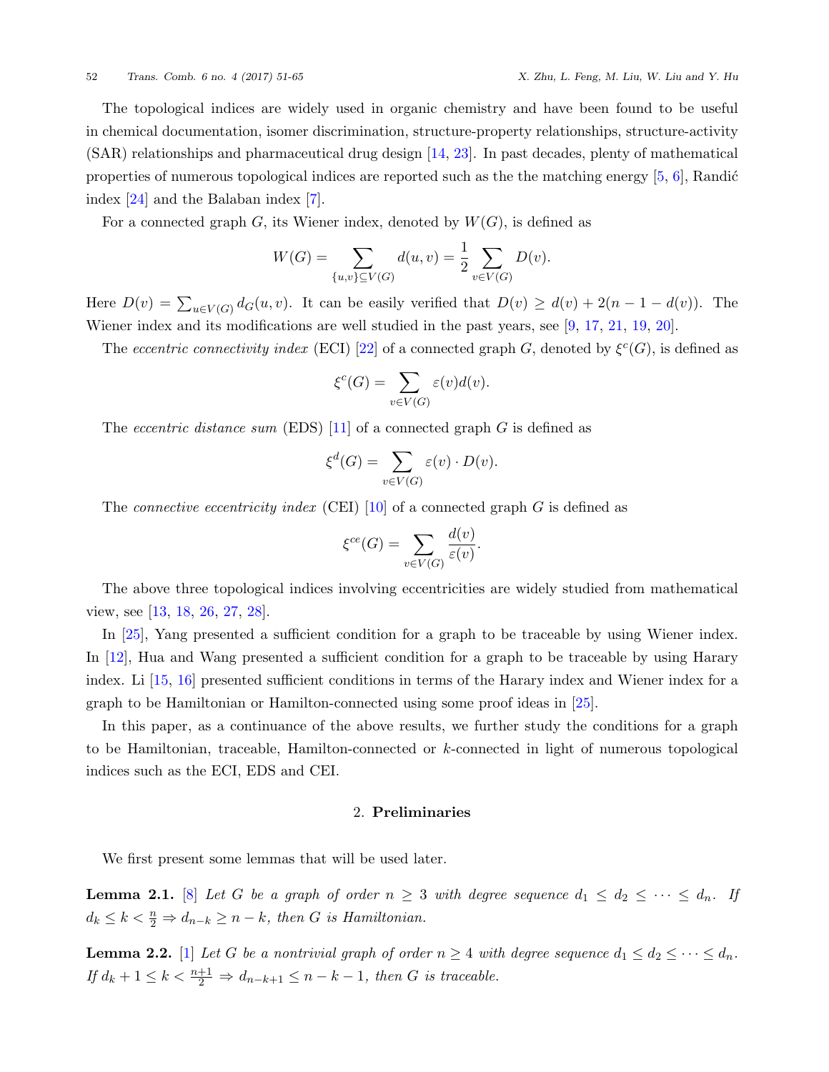The topological indices are widely used in organic chemistry and have been found to be useful in chemical documentation, isomer discrimination, structure-property relationships, structure-activity (SAR) relationships and pharmaceutical drug design [14, 23]. In past decades, plenty of mathematical properties of numerous topological indices are reported such as the the matching energy [5, 6], Randić index [24] and the Balaban index [7].

For a connected graph $G$, its Wiener index, denoted by $W(G)$, is defined as

$$W(G) = \sum_{\{u,v\} \subseteq V(G)} d(u,v) = \frac{1}{2} \sum_{v \in V(G)} D(v).$$

Here $D(v) = \sum_{u \in V(G)} d_G(u,v)$. It can be easily verified that $D(v) \geq d(v) + 2(n-1-d(v))$. The Wiener index and its modifications are well studied in the past years, see [9, 17, 21, 19, 20].

The *eccentric connectivity index* (ECI) [22] of a connected graph $G$, denoted by $\xi^c(G)$, is defined as

$$\xi^c(G) = \sum_{v \in V(G)} \varepsilon(v) d(v).$$

The *eccentric distance sum* (EDS) [11] of a connected graph $G$ is defined as

$$\xi^d(G) = \sum_{v \in V(G)} \varepsilon(v) \cdot D(v).$$

The *connective eccentricity index* (CEI) [10] of a connected graph $G$ is defined as

$$\xi^{ce}(G) = \sum_{v \in V(G)} \frac{d(v)}{\varepsilon(v)}.$$

The above three topological indices involving eccentricities are widely studied from mathematical view, see [13, 18, 26, 27, 28].

In [25], Yang presented a sufficient condition for a graph to be traceable by using Wiener index. In [12], Hua and Wang presented a sufficient condition for a graph to be traceable by using Harary index. Li [15, 16] presented sufficient conditions in terms of the Harary index and Wiener index for a graph to be Hamiltonian or Hamilton-connected using some proof ideas in [25].

In this paper, as a continuance of the above results, we further study the conditions for a graph to be Hamiltonian, traceable, Hamilton-connected or $k$-connected in light of numerous topological indices such as the ECI, EDS and CEI.

## 2. Preliminaries

We first present some lemmas that will be used later.

**Lemma 2.1.** [8] *Let $G$ be a graph of order $n \geq 3$ with degree sequence $d_1 \leq d_2 \leq \cdots \leq d_n$. If $d_k \leq k < \frac{n}{2} \Rightarrow d_{n-k} \geq n-k$, then $G$ is Hamiltonian.*

**Lemma 2.2.** [1] *Let $G$ be a nontrivial graph of order $n \geq 4$ with degree sequence $d_1 \leq d_2 \leq \cdots \leq d_n$. If $d_k + 1 \leq k < \frac{n+1}{2} \Rightarrow d_{n-k+1} \leq n-k-1$, then $G$ is traceable.*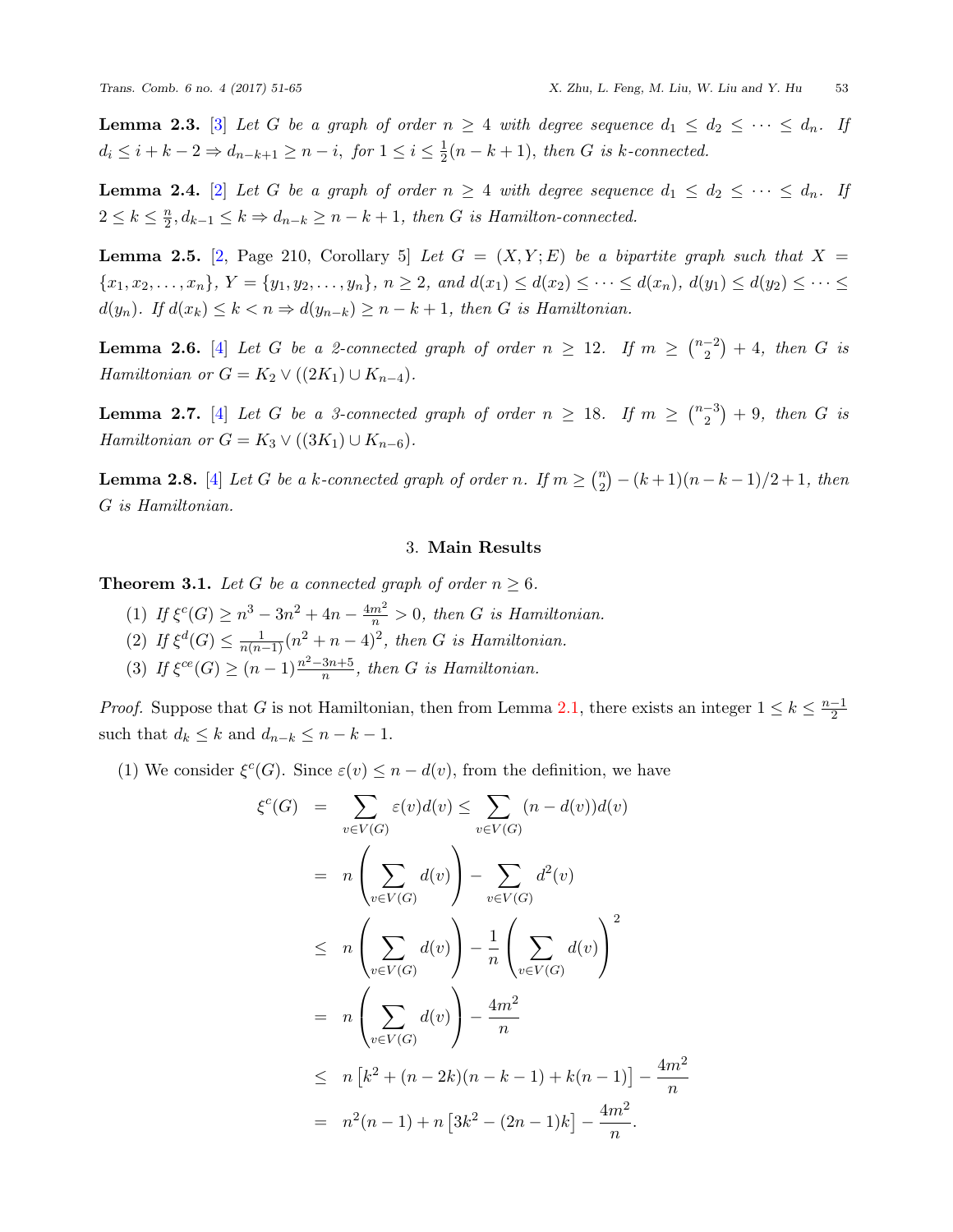**Lemma 2.3.** [3] *Let $G$ be a graph of order $n \geq 4$ with degree sequence $d_1 \leq d_2 \leq \cdots \leq d_n$. If $d_i \leq i+k-2 \Rightarrow d_{n-k+1} \geq n-i$, for $1 \leq i \leq \frac{1}{2}(n-k+1)$, then $G$ is $k$-connected.*

**Lemma 2.4.** [2] *Let $G$ be a graph of order $n \geq 4$ with degree sequence $d_1 \leq d_2 \leq \cdots \leq d_n$. If $2 \leq k \leq \frac{n}{2}, d_{k-1} \leq k \Rightarrow d_{n-k} \geq n-k+1$, then $G$ is Hamilton-connected.*

**Lemma 2.5.** [2, Page 210, Corollary 5] *Let $G = (X, Y; E)$ be a bipartite graph such that $X = \{x_1, x_2, \ldots, x_n\}$, $Y = \{y_1, y_2, \ldots, y_n\}$, $n \geq 2$, and $d(x_1) \leq d(x_2) \leq \cdots \leq d(x_n)$, $d(y_1) \leq d(y_2) \leq \cdots \leq d(y_n)$. If $d(x_k) \leq k < n \Rightarrow d(y_{n-k}) \geq n-k+1$, then $G$ is Hamiltonian.*

**Lemma 2.6.** [4] *Let $G$ be a 2-connected graph of order $n \geq 12$. If $m \geq \binom{n-2}{2} + 4$, then $G$ is Hamiltonian or $G = K_2 \vee ((2K_1) \cup K_{n-4})$.*

**Lemma 2.7.** [4] *Let $G$ be a 3-connected graph of order $n \geq 18$. If $m \geq \binom{n-3}{2} + 9$, then $G$ is Hamiltonian or $G = K_3 \vee ((3K_1) \cup K_{n-6})$.*

**Lemma 2.8.** [4] *Let $G$ be a $k$-connected graph of order $n$. If $m \geq \binom{n}{2} - (k+1)(n-k-1)/2 + 1$, then $G$ is Hamiltonian.*

## 3. Main Results

**Theorem 3.1.** *Let $G$ be a connected graph of order $n \geq 6$.*

(1) *If $\xi^c(G) \geq n^3 - 3n^2 + 4n - \frac{4m^2}{n} > 0$, then $G$ is Hamiltonian.*
(2) *If $\xi^d(G) \leq \frac{1}{n(n-1)}(n^2+n-4)^2$, then $G$ is Hamiltonian.*
(3) *If $\xi^{ce}(G) \geq (n-1)\frac{n^2-3n+5}{n}$, then $G$ is Hamiltonian.*

*Proof.* Suppose that $G$ is not Hamiltonian, then from Lemma 2.1, there exists an integer $1 \leq k \leq \frac{n-1}{2}$ such that $d_k \leq k$ and $d_{n-k} \leq n-k-1$.

(1) We consider $\xi^c(G)$. Since $\varepsilon(v) \leq n - d(v)$, from the definition, we have

$$
\begin{aligned}
\xi^c(G) &= \sum_{v \in V(G)} \varepsilon(v) d(v) \leq \sum_{v \in V(G)} (n - d(v)) d(v) \\
&= n \left( \sum_{v \in V(G)} d(v) \right) - \sum_{v \in V(G)} d^2(v) \\
&\leq n \left( \sum_{v \in V(G)} d(v) \right) - \frac{1}{n} \left( \sum_{v \in V(G)} d(v) \right)^2 \\
&= n \left( \sum_{v \in V(G)} d(v) \right) - \frac{4m^2}{n} \\
&\leq n \left[ k^2 + (n-2k)(n-k-1) + k(n-1) \right] - \frac{4m^2}{n} \\
&= n^2(n-1) + n \left[ 3k^2 - (2n-1)k \right] - \frac{4m^2}{n}.
\end{aligned}
$$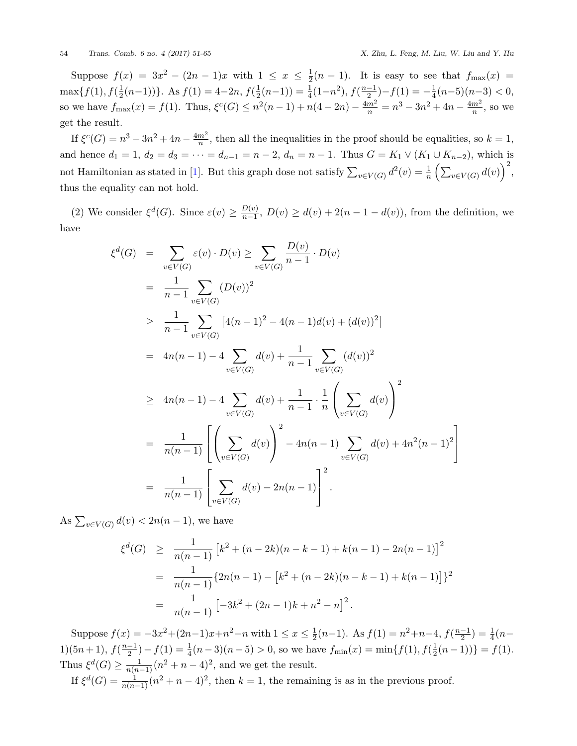Suppose $f(x) = 3x^2 - (2n-1)x$ with $1 \leq x \leq \frac{1}{2}(n-1)$. It is easy to see that $f_{\max}(x) = \max\{f(1), f(\frac{1}{2}(n-1))\}$. As $f(1) = 4-2n$, $f(\frac{1}{2}(n-1)) = \frac{1}{4}(1-n^2)$, $f(\frac{n-1}{2}) - f(1) = -\frac{1}{4}(n-5)(n-3) < 0$, so we have $f_{\max}(x) = f(1)$. Thus, $\xi^c(G) \leq n^2(n-1) + n(4-2n) - \frac{4m^2}{n} = n^3 - 3n^2 + 4n - \frac{4m^2}{n}$, so we get the result.

If $\xi^c(G) = n^3 - 3n^2 + 4n - \frac{4m^2}{n}$, then all the inequalities in the proof should be equalities, so $k = 1$, and hence $d_1 = 1$, $d_2 = d_3 = \cdots = d_{n-1} = n-2$, $d_n = n-1$. Thus $G = K_1 \vee (K_1 \cup K_{n-2})$, which is not Hamiltonian as stated in [1]. But this graph dose not satisfy $\sum_{v\in V(G)} d^2(v) = \frac{1}{n}\left(\sum_{v\in V(G)} d(v)\right)^2$, thus the equality can not hold.

(2) We consider $\xi^d(G)$. Since $\varepsilon(v) \geq \frac{D(v)}{n-1}$, $D(v) \geq d(v) + 2(n-1-d(v))$, from the definition, we have

$$
\begin{aligned}
\xi^d(G) &= \sum_{v\in V(G)} \varepsilon(v)\cdot D(v) \geq \sum_{v\in V(G)} \frac{D(v)}{n-1}\cdot D(v) \\
&= \frac{1}{n-1}\sum_{v\in V(G)} (D(v))^2 \\
&\geq \frac{1}{n-1}\sum_{v\in V(G)} \left[4(n-1)^2 - 4(n-1)d(v) + (d(v))^2\right] \\
&= 4n(n-1) - 4\sum_{v\in V(G)} d(v) + \frac{1}{n-1}\sum_{v\in V(G)} (d(v))^2 \\
&\geq 4n(n-1) - 4\sum_{v\in V(G)} d(v) + \frac{1}{n-1}\cdot\frac{1}{n}\left(\sum_{v\in V(G)} d(v)\right)^2 \\
&= \frac{1}{n(n-1)}\left[\left(\sum_{v\in V(G)} d(v)\right)^2 - 4n(n-1)\sum_{v\in V(G)} d(v) + 4n^2(n-1)^2\right] \\
&= \frac{1}{n(n-1)}\left[\sum_{v\in V(G)} d(v) - 2n(n-1)\right]^2.
\end{aligned}
$$

As $\sum_{v\in V(G)} d(v) < 2n(n-1)$, we have

$$
\begin{aligned}
\xi^d(G) &\geq \frac{1}{n(n-1)}\left[k^2 + (n-2k)(n-k-1) + k(n-1) - 2n(n-1)\right]^2 \\
&= \frac{1}{n(n-1)}\{2n(n-1) - \left[k^2 + (n-2k)(n-k-1) + k(n-1)\right]\}^2 \\
&= \frac{1}{n(n-1)}\left[-3k^2 + (2n-1)k + n^2 - n\right]^2.
\end{aligned}
$$

Suppose $f(x) = -3x^2 + (2n-1)x + n^2 - n$ with $1 \leq x \leq \frac{1}{2}(n-1)$. As $f(1) = n^2 + n - 4$, $f(\frac{n-1}{2}) = \frac{1}{4}(n-1)(5n+1)$, $f(\frac{n-1}{2}) - f(1) = \frac{1}{4}(n-3)(n-5) > 0$, so we have $f_{\min}(x) = \min\{f(1), f(\frac{1}{2}(n-1))\} = f(1)$. Thus $\xi^d(G) \geq \frac{1}{n(n-1)}(n^2+n-4)^2$, and we get the result.

If $\xi^d(G) = \frac{1}{n(n-1)}(n^2+n-4)^2$, then $k = 1$, the remaining is as in the previous proof.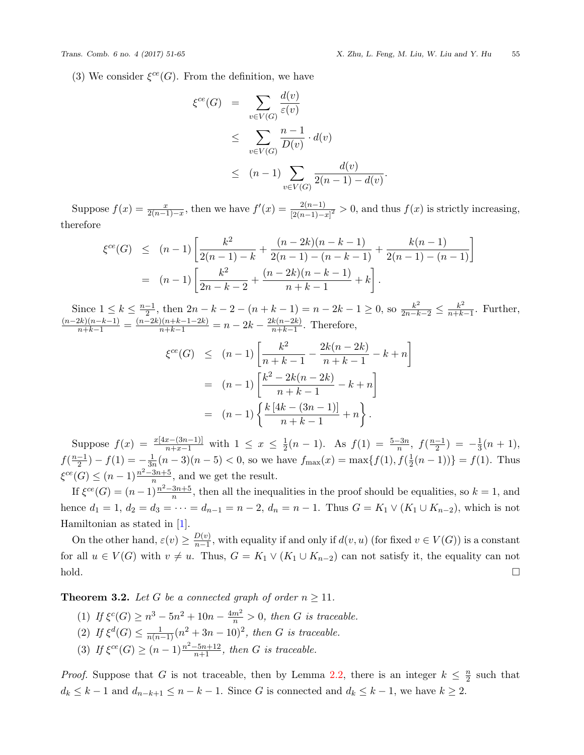(3) We consider $\xi^{ce}(G)$. From the definition, we have

$$\begin{aligned}
\xi^{ce}(G) &= \sum_{v\in V(G)} \frac{d(v)}{\varepsilon(v)} \\
&\leq \sum_{v\in V(G)} \frac{n-1}{D(v)} \cdot d(v) \\
&\leq (n-1)\sum_{v\in V(G)} \frac{d(v)}{2(n-1)-d(v)}.
\end{aligned}$$

Suppose $f(x) = \frac{x}{2(n-1)-x}$, then we have $f'(x) = \frac{2(n-1)}{[2(n-1)-x]^2} > 0$, and thus $f(x)$ is strictly increasing, therefore

$$\begin{aligned}
\xi^{ce}(G) &\leq (n-1)\left[\frac{k^2}{2(n-1)-k} + \frac{(n-2k)(n-k-1)}{2(n-1)-(n-k-1)} + \frac{k(n-1)}{2(n-1)-(n-1)}\right] \\
&= (n-1)\left[\frac{k^2}{2n-k-2} + \frac{(n-2k)(n-k-1)}{n+k-1} + k\right].
\end{aligned}$$

Since $1 \leq k \leq \frac{n-1}{2}$, then $2n-k-2-(n+k-1) = n-2k-1 \geq 0$, so $\frac{k^2}{2n-k-2} \leq \frac{k^2}{n+k-1}$. Further, $\frac{(n-2k)(n-k-1)}{n+k-1} = \frac{(n-2k)(n+k-1-2k)}{n+k-1} = n-2k-\frac{2k(n-2k)}{n+k-1}$. Therefore,

$$\begin{aligned}
\xi^{ce}(G) &\leq (n-1)\left[\frac{k^2}{n+k-1} - \frac{2k(n-2k)}{n+k-1} - k + n\right] \\
&= (n-1)\left[\frac{k^2-2k(n-2k)}{n+k-1} - k + n\right] \\
&= (n-1)\left\{\frac{k\left[4k-(3n-1)\right]}{n+k-1} + n\right\}.
\end{aligned}$$

Suppose $f(x) = \frac{x[4x-(3n-1)]}{n+x-1}$ with $1 \leq x \leq \frac{1}{2}(n-1)$. As $f(1) = \frac{5-3n}{n}$, $f(\frac{n-1}{2}) = -\frac{1}{3}(n+1)$, $f(\frac{n-1}{2}) - f(1) = -\frac{1}{3n}(n-3)(n-5) < 0$, so we have $f_{\max}(x) = \max\{f(1), f(\frac{1}{2}(n-1))\} = f(1)$. Thus $\xi^{ce}(G) \leq (n-1)\frac{n^2-3n+5}{n}$, and we get the result.

If $\xi^{ce}(G) = (n-1)\frac{n^2-3n+5}{n}$, then all the inequalities in the proof should be equalities, so $k=1$, and hence $d_1 = 1$, $d_2 = d_3 = \cdots = d_{n-1} = n-2$, $d_n = n-1$. Thus $G = K_1 \vee (K_1 \cup K_{n-2})$, which is not Hamiltonian as stated in [1].

On the other hand, $\varepsilon(v) \geq \frac{D(v)}{n-1}$, with equality if and only if $d(v,u)$ (for fixed $v \in V(G)$) is a constant for all $u \in V(G)$ with $v \neq u$. Thus, $G = K_1 \vee (K_1 \cup K_{n-2})$ can not satisfy it, the equality can not hold. □

**Theorem 3.2.** *Let $G$ be a connected graph of order $n \geq 11$.*

(1) *If $\xi^{c}(G) \geq n^3 - 5n^2 + 10n - \frac{4m^2}{n} > 0$, then $G$ is traceable.*

(2) *If $\xi^{d}(G) \leq \frac{1}{n(n-1)}(n^2+3n-10)^2$, then $G$ is traceable.*

(3) *If $\xi^{ce}(G) \geq (n-1)\frac{n^2-5n+12}{n+1}$, then $G$ is traceable.*

*Proof.* Suppose that $G$ is not traceable, then by Lemma 2.2, there is an integer $k \leq \frac{n}{2}$ such that $d_k \leq k-1$ and $d_{n-k+1} \leq n-k-1$. Since $G$ is connected and $d_k \leq k-1$, we have $k \geq 2$.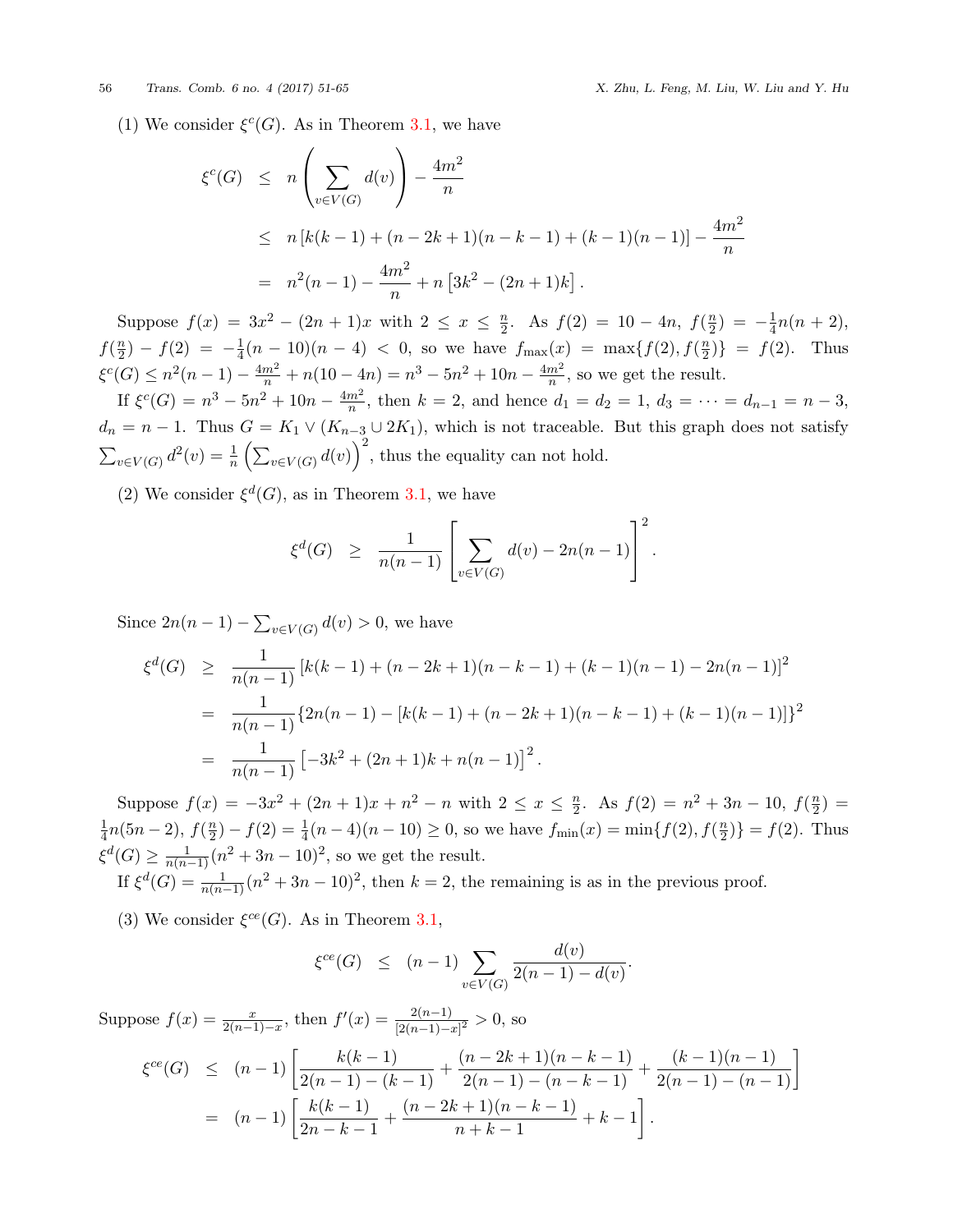(1) We consider $\xi^c(G)$. As in Theorem 3.1, we have

$$
\begin{aligned}
\xi^c(G) &\le n\left(\sum_{v\in V(G)} d(v)\right) - \frac{4m^2}{n}\\
&\le n\left[k(k-1)+(n-2k+1)(n-k-1)+(k-1)(n-1)\right] - \frac{4m^2}{n}\\
&= n^2(n-1) - \frac{4m^2}{n} + n\left[3k^2-(2n+1)k\right].
\end{aligned}
$$

Suppose $f(x) = 3x^2-(2n+1)x$ with $2 \le x \le \frac{n}{2}$. As $f(2) = 10-4n$, $f(\frac{n}{2}) = -\frac{1}{4}n(n+2)$, $f(\frac{n}{2}) - f(2) = -\frac{1}{4}(n-10)(n-4) < 0$, so we have $f_{\max}(x) = \max\{f(2), f(\frac{n}{2})\} = f(2)$. Thus $\xi^c(G) \le n^2(n-1) - \frac{4m^2}{n} + n(10-4n) = n^3-5n^2+10n-\frac{4m^2}{n}$, so we get the result.

If $\xi^c(G) = n^3-5n^2+10n-\frac{4m^2}{n}$, then $k=2$, and hence $d_1=d_2=1$, $d_3=\cdots=d_{n-1}=n-3$, $d_n=n-1$. Thus $G = K_1 \vee (K_{n-3} \cup 2K_1)$, which is not traceable. But this graph does not satisfy $\sum_{v\in V(G)} d^2(v) = \frac{1}{n}\left(\sum_{v\in V(G)} d(v)\right)^2$, thus the equality can not hold.

(2) We consider $\xi^d(G)$, as in Theorem 3.1, we have

$$
\xi^d(G) \ge \frac{1}{n(n-1)}\left[\sum_{v\in V(G)} d(v) - 2n(n-1)\right]^2.
$$

Since $2n(n-1) - \sum_{v\in V(G)} d(v) > 0$, we have

$$
\begin{aligned}
\xi^d(G) &\ge \frac{1}{n(n-1)}\left[k(k-1)+(n-2k+1)(n-k-1)+(k-1)(n-1)-2n(n-1)\right]^2\\
&= \frac{1}{n(n-1)}\{2n(n-1)-[k(k-1)+(n-2k+1)(n-k-1)+(k-1)(n-1)]\}^2\\
&= \frac{1}{n(n-1)}\left[-3k^2+(2n+1)k+n(n-1)\right]^2.
\end{aligned}
$$

Suppose $f(x) = -3x^2+(2n+1)x+n^2-n$ with $2 \le x \le \frac{n}{2}$. As $f(2) = n^2+3n-10$, $f(\frac{n}{2}) = \frac{1}{4}n(5n-2)$, $f(\frac{n}{2}) - f(2) = \frac{1}{4}(n-4)(n-10) \ge 0$, so we have $f_{\min}(x) = \min\{f(2), f(\frac{n}{2})\} = f(2)$. Thus $\xi^d(G) \ge \frac{1}{n(n-1)}(n^2+3n-10)^2$, so we get the result.

If $\xi^d(G) = \frac{1}{n(n-1)}(n^2+3n-10)^2$, then $k=2$, the remaining is as in the previous proof.

(3) We consider $\xi^{ce}(G)$. As in Theorem 3.1,

$$
\xi^{ce}(G) \le (n-1)\sum_{v\in V(G)} \frac{d(v)}{2(n-1)-d(v)}.
$$

Suppose $f(x) = \frac{x}{2(n-1)-x}$, then $f'(x) = \frac{2(n-1)}{[2(n-1)-x]^2} > 0$, so

$$
\begin{aligned}
\xi^{ce}(G) &\le (n-1)\left[\frac{k(k-1)}{2(n-1)-(k-1)} + \frac{(n-2k+1)(n-k-1)}{2(n-1)-(n-k-1)} + \frac{(k-1)(n-1)}{2(n-1)-(n-1)}\right]\\
&= (n-1)\left[\frac{k(k-1)}{2n-k-1} + \frac{(n-2k+1)(n-k-1)}{n+k-1} + k-1\right].
\end{aligned}
$$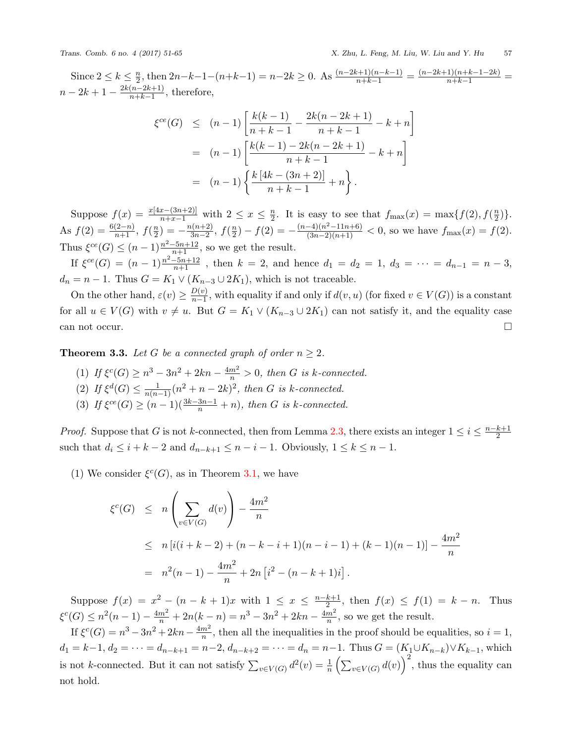Since $2 \leq k \leq \frac{n}{2}$, then $2n-k-1-(n+k-1) = n-2k \geq 0$. As $\frac{(n-2k+1)(n-k-1)}{n+k-1} = \frac{(n-2k+1)(n+k-1-2k)}{n+k-1} = n-2k+1-\frac{2k(n-2k+1)}{n+k-1}$, therefore,

$$
\begin{aligned}
\xi^{ce}(G) &\leq (n-1)\left[\frac{k(k-1)}{n+k-1} - \frac{2k(n-2k+1)}{n+k-1} - k + n\right] \\
&= (n-1)\left[\frac{k(k-1) - 2k(n-2k+1)}{n+k-1} - k + n\right] \\
&= (n-1)\left\{\frac{k\left[4k-(3n+2)\right]}{n+k-1} + n\right\}.
\end{aligned}
$$

Suppose $f(x) = \frac{x[4x-(3n+2)]}{n+x-1}$ with $2 \leq x \leq \frac{n}{2}$. It is easy to see that $f_{\max}(x) = \max\{f(2), f(\frac{n}{2})\}$. As $f(2) = \frac{6(2-n)}{n+1}$, $f(\frac{n}{2}) = -\frac{n(n+2)}{3n-2}$, $f(\frac{n}{2}) - f(2) = -\frac{(n-4)(n^2-11n+6)}{(3n-2)(n+1)} < 0$, so we have $f_{\max}(x) = f(2)$. Thus $\xi^{ce}(G) \leq (n-1)\frac{n^2-5n+12}{n+1}$, so we get the result.

If $\xi^{ce}(G) = (n-1)\frac{n^2-5n+12}{n+1}$ , then $k = 2$, and hence $d_1 = d_2 = 1$, $d_3 = \cdots = d_{n-1} = n-3$, $d_n = n-1$. Thus $G = K_1 \vee (K_{n-3} \cup 2K_1)$, which is not traceable.

On the other hand, $\varepsilon(v) \geq \frac{D(v)}{n-1}$, with equality if and only if $d(v,u)$ (for fixed $v \in V(G)$) is a constant for all $u \in V(G)$ with $v \neq u$. But $G = K_1 \vee (K_{n-3} \cup 2K_1)$ can not satisfy it, and the equality case can not occur. □

**Theorem 3.3.** *Let $G$ be a connected graph of order $n \geq 2$.*

1. *If $\xi^{c}(G) \geq n^3 - 3n^2 + 2kn - \frac{4m^2}{n} > 0$, then $G$ is $k$-connected.*
2. *If $\xi^{d}(G) \leq \frac{1}{n(n-1)}(n^2+n-2k)^2$, then $G$ is $k$-connected.*
3. *If $\xi^{ce}(G) \geq (n-1)(\frac{3k-3n-1}{n} + n)$, then $G$ is $k$-connected.*

*Proof.* Suppose that $G$ is not $k$-connected, then from Lemma 2.3, there exists an integer $1 \leq i \leq \frac{n-k+1}{2}$ such that $d_i \leq i+k-2$ and $d_{n-k+1} \leq n-i-1$. Obviously, $1 \leq k \leq n-1$.

(1) We consider $\xi^{c}(G)$, as in Theorem 3.1, we have

$$
\begin{aligned}
\xi^{c}(G) &\leq n\left(\sum_{v \in V(G)} d(v)\right) - \frac{4m^2}{n} \\
&\leq n\left[i(i+k-2) + (n-k-i+1)(n-i-1) + (k-1)(n-1)\right] - \frac{4m^2}{n} \\
&= n^2(n-1) - \frac{4m^2}{n} + 2n\left[i^2 - (n-k+1)i\right].
\end{aligned}
$$

Suppose $f(x) = x^2 - (n-k+1)x$ with $1 \leq x \leq \frac{n-k+1}{2}$, then $f(x) \leq f(1) = k-n$. Thus $\xi^{c}(G) \leq n^2(n-1) - \frac{4m^2}{n} + 2n(k-n) = n^3 - 3n^2 + 2kn - \frac{4m^2}{n}$, so we get the result.

If $\xi^{c}(G) = n^3 - 3n^2 + 2kn - \frac{4m^2}{n}$, then all the inequalities in the proof should be equalities, so $i = 1$, $d_1 = k-1$, $d_2 = \cdots = d_{n-k+1} = n-2$, $d_{n-k+2} = \cdots = d_n = n-1$. Thus $G = (K_1 \cup K_{n-k}) \vee K_{k-1}$, which is not $k$-connected. But it can not satisfy $\sum_{v \in V(G)} d^2(v) = \frac{1}{n}\left(\sum_{v \in V(G)} d(v)\right)^2$, thus the equality can not hold.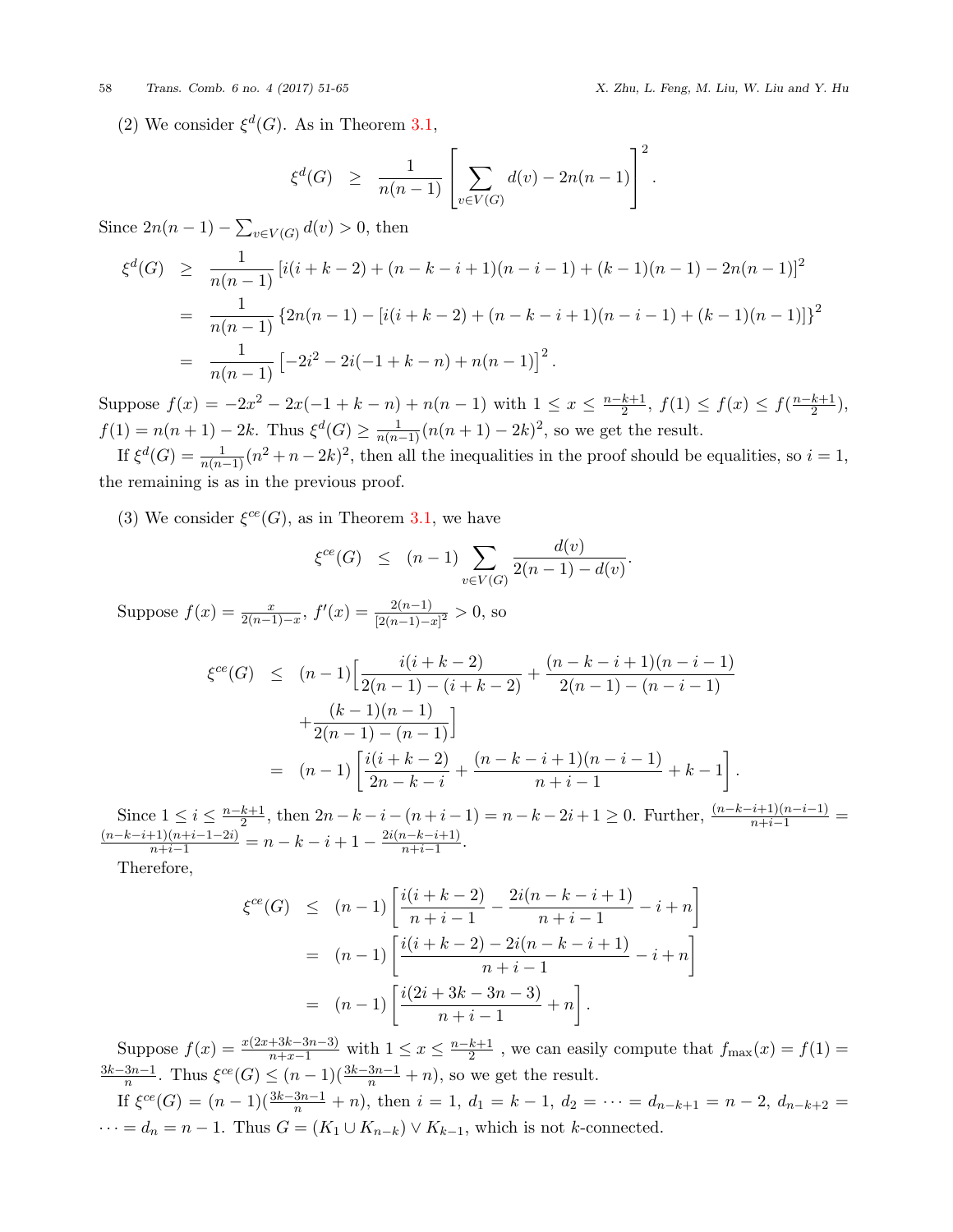(2) We consider $\xi^d(G)$. As in Theorem 3.1,

$$\xi^d(G) \;\geq\; \frac{1}{n(n-1)}\left[\sum_{v\in V(G)} d(v) - 2n(n-1)\right]^2.$$

Since $2n(n-1) - \sum_{v\in V(G)} d(v) > 0$, then

$$\begin{aligned}
\xi^d(G) \;&\geq\; \frac{1}{n(n-1)}\left[i(i+k-2) + (n-k-i+1)(n-i-1) + (k-1)(n-1) - 2n(n-1)\right]^2 \\
&=\; \frac{1}{n(n-1)}\left\{2n(n-1) - [i(i+k-2) + (n-k-i+1)(n-i-1) + (k-1)(n-1)]\right\}^2 \\
&=\; \frac{1}{n(n-1)}\left[-2i^2 - 2i(-1+k-n) + n(n-1)\right]^2.
\end{aligned}$$

Suppose $f(x) = -2x^2 - 2x(-1+k-n) + n(n-1)$ with $1 \leq x \leq \frac{n-k+1}{2}$, $f(1) \leq f(x) \leq f(\frac{n-k+1}{2})$, $f(1) = n(n+1) - 2k$. Thus $\xi^d(G) \geq \frac{1}{n(n-1)}(n(n+1)-2k)^2$, so we get the result.

If $\xi^d(G) = \frac{1}{n(n-1)}(n^2+n-2k)^2$, then all the inequalities in the proof should be equalities, so $i = 1$, the remaining is as in the previous proof.

(3) We consider $\xi^{ce}(G)$, as in Theorem 3.1, we have

$$\xi^{ce}(G) \;\leq\; (n-1)\sum_{v\in V(G)} \frac{d(v)}{2(n-1)-d(v)}.$$

Suppose $f(x) = \frac{x}{2(n-1)-x}$, $f'(x) = \frac{2(n-1)}{[2(n-1)-x]^2} > 0$, so

$$\begin{aligned}
\xi^{ce}(G) \;&\leq\; (n-1)\Big[\frac{i(i+k-2)}{2(n-1)-(i+k-2)} + \frac{(n-k-i+1)(n-i-1)}{2(n-1)-(n-i-1)} \\
&\quad + \frac{(k-1)(n-1)}{2(n-1)-(n-1)}\Big] \\
&=\; (n-1)\left[\frac{i(i+k-2)}{2n-k-i} + \frac{(n-k-i+1)(n-i-1)}{n+i-1} + k - 1\right].
\end{aligned}$$

Since $1 \leq i \leq \frac{n-k+1}{2}$, then $2n-k-i-(n+i-1) = n-k-2i+1 \geq 0$. Further, $\frac{(n-k-i+1)(n-i-1)}{n+i-1} = \frac{(n-k-i+1)(n+i-1-2i)}{n+i-1} = n-k-i+1 - \frac{2i(n-k-i+1)}{n+i-1}$.

Therefore,

$$\begin{aligned}
\xi^{ce}(G) \;&\leq\; (n-1)\left[\frac{i(i+k-2)}{n+i-1} - \frac{2i(n-k-i+1)}{n+i-1} - i + n\right] \\
&=\; (n-1)\left[\frac{i(i+k-2) - 2i(n-k-i+1)}{n+i-1} - i + n\right] \\
&=\; (n-1)\left[\frac{i(2i+3k-3n-3)}{n+i-1} + n\right].
\end{aligned}$$

Suppose $f(x) = \frac{x(2x+3k-3n-3)}{n+x-1}$ with $1 \leq x \leq \frac{n-k+1}{2}$ , we can easily compute that $f_{\max}(x) = f(1) = \frac{3k-3n-1}{n}$. Thus $\xi^{ce}(G) \leq (n-1)(\frac{3k-3n-1}{n} + n)$, so we get the result.

If $\xi^{ce}(G) = (n-1)(\frac{3k-3n-1}{n} + n)$, then $i = 1$, $d_1 = k-1$, $d_2 = \cdots = d_{n-k+1} = n-2$, $d_{n-k+2} = \cdots = d_n = n-1$. Thus $G = (K_1 \cup K_{n-k}) \vee K_{k-1}$, which is not $k$-connected.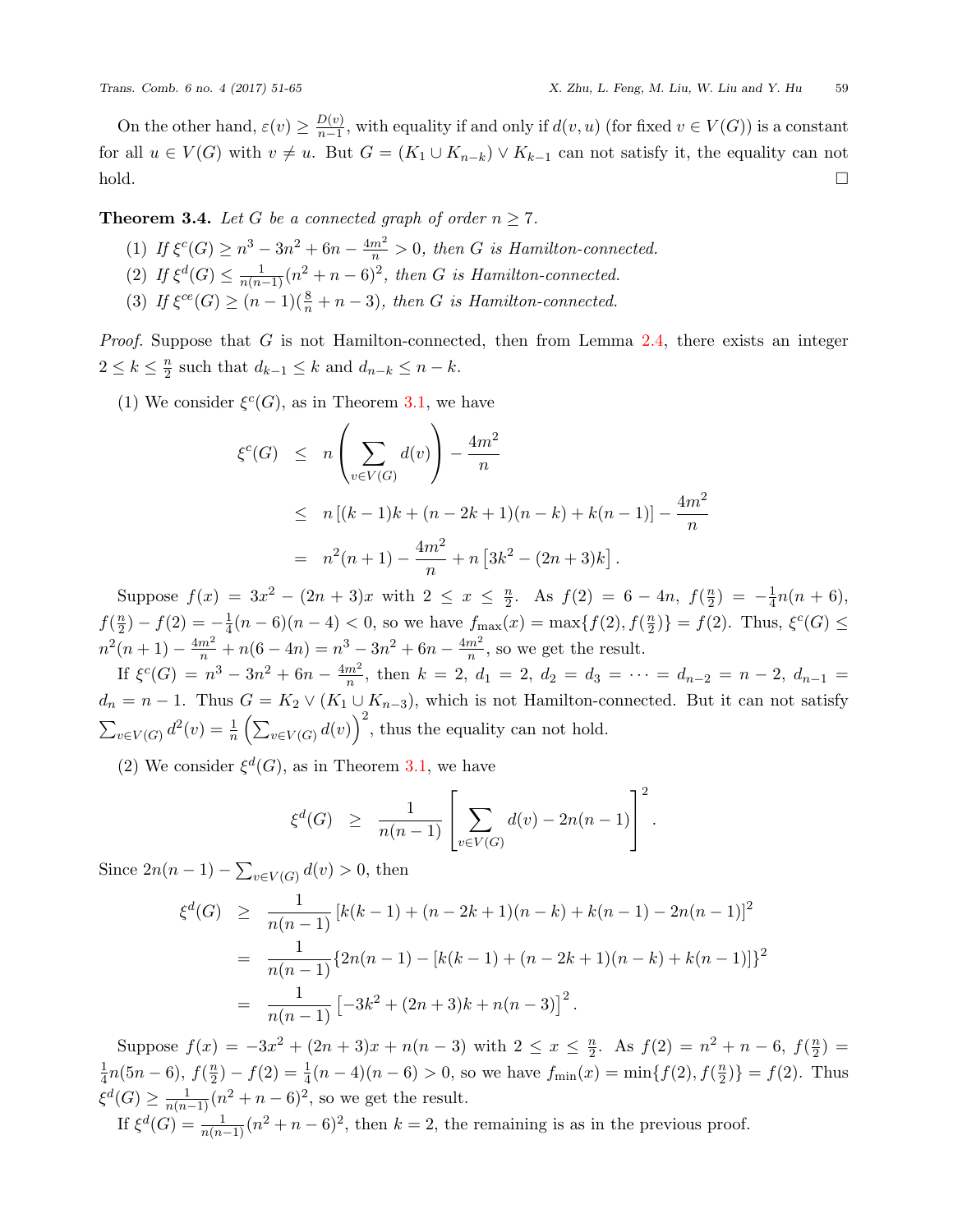On the other hand, $\varepsilon(v) \geq \frac{D(v)}{n-1}$, with equality if and only if $d(v,u)$ (for fixed $v \in V(G)$) is a constant for all $u \in V(G)$ with $v \neq u$. But $G = (K_1 \cup K_{n-k}) \vee K_{k-1}$ can not satisfy it, the equality can not hold. $\square$

**Theorem 3.4.** *Let $G$ be a connected graph of order $n \geq 7$.*

1. *If $\xi^c(G) \geq n^3 - 3n^2 + 6n - \frac{4m^2}{n} > 0$, then $G$ is Hamilton-connected.*
2. *If $\xi^d(G) \leq \frac{1}{n(n-1)}(n^2 + n - 6)^2$, then $G$ is Hamilton-connected.*
3. *If $\xi^{ce}(G) \geq (n-1)(\frac{8}{n} + n - 3)$, then $G$ is Hamilton-connected.*

*Proof.* Suppose that $G$ is not Hamilton-connected, then from Lemma 2.4, there exists an integer $2 \leq k \leq \frac{n}{2}$ such that $d_{k-1} \leq k$ and $d_{n-k} \leq n-k$.

(1) We consider $\xi^c(G)$, as in Theorem 3.1, we have

$$\begin{aligned}
\xi^c(G) &\leq n\left(\sum_{v\in V(G)} d(v)\right) - \frac{4m^2}{n} \\
&\leq n\left[(k-1)k + (n-2k+1)(n-k) + k(n-1)\right] - \frac{4m^2}{n} \\
&= n^2(n+1) - \frac{4m^2}{n} + n\left[3k^2 - (2n+3)k\right].
\end{aligned}$$

Suppose $f(x) = 3x^2 - (2n+3)x$ with $2 \leq x \leq \frac{n}{2}$. As $f(2) = 6 - 4n$, $f(\frac{n}{2}) = -\frac{1}{4}n(n+6)$, $f(\frac{n}{2}) - f(2) = -\frac{1}{4}(n-6)(n-4) < 0$, so we have $f_{\max}(x) = \max\{f(2), f(\frac{n}{2})\} = f(2)$. Thus, $\xi^c(G) \leq n^2(n+1) - \frac{4m^2}{n} + n(6-4n) = n^3 - 3n^2 + 6n - \frac{4m^2}{n}$, so we get the result.

If $\xi^c(G) = n^3 - 3n^2 + 6n - \frac{4m^2}{n}$, then $k = 2$, $d_1 = 2$, $d_2 = d_3 = \cdots = d_{n-2} = n-2$, $d_{n-1} = d_n = n-1$. Thus $G = K_2 \vee (K_1 \cup K_{n-3})$, which is not Hamilton-connected. But it can not satisfy $\sum_{v\in V(G)} d^2(v) = \frac{1}{n}\left(\sum_{v\in V(G)} d(v)\right)^2$, thus the equality can not hold.

(2) We consider $\xi^d(G)$, as in Theorem 3.1, we have

$$\xi^d(G) \geq \frac{1}{n(n-1)}\left[\sum_{v\in V(G)} d(v) - 2n(n-1)\right]^2.$$

Since $2n(n-1) - \sum_{v\in V(G)} d(v) > 0$, then

$$\begin{aligned}
\xi^d(G) &\geq \frac{1}{n(n-1)}\left[k(k-1) + (n-2k+1)(n-k) + k(n-1) - 2n(n-1)\right]^2 \\
&= \frac{1}{n(n-1)}\{2n(n-1) - [k(k-1) + (n-2k+1)(n-k) + k(n-1)]\}^2 \\
&= \frac{1}{n(n-1)}\left[-3k^2 + (2n+3)k + n(n-3)\right]^2.
\end{aligned}$$

Suppose $f(x) = -3x^2 + (2n+3)x + n(n-3)$ with $2 \leq x \leq \frac{n}{2}$. As $f(2) = n^2 + n - 6$, $f(\frac{n}{2}) = \frac{1}{4}n(5n-6)$, $f(\frac{n}{2}) - f(2) = \frac{1}{4}(n-4)(n-6) > 0$, so we have $f_{\min}(x) = \min\{f(2), f(\frac{n}{2})\} = f(2)$. Thus $\xi^d(G) \geq \frac{1}{n(n-1)}(n^2 + n - 6)^2$, so we get the result.

If $\xi^d(G) = \frac{1}{n(n-1)}(n^2 + n - 6)^2$, then $k = 2$, the remaining is as in the previous proof.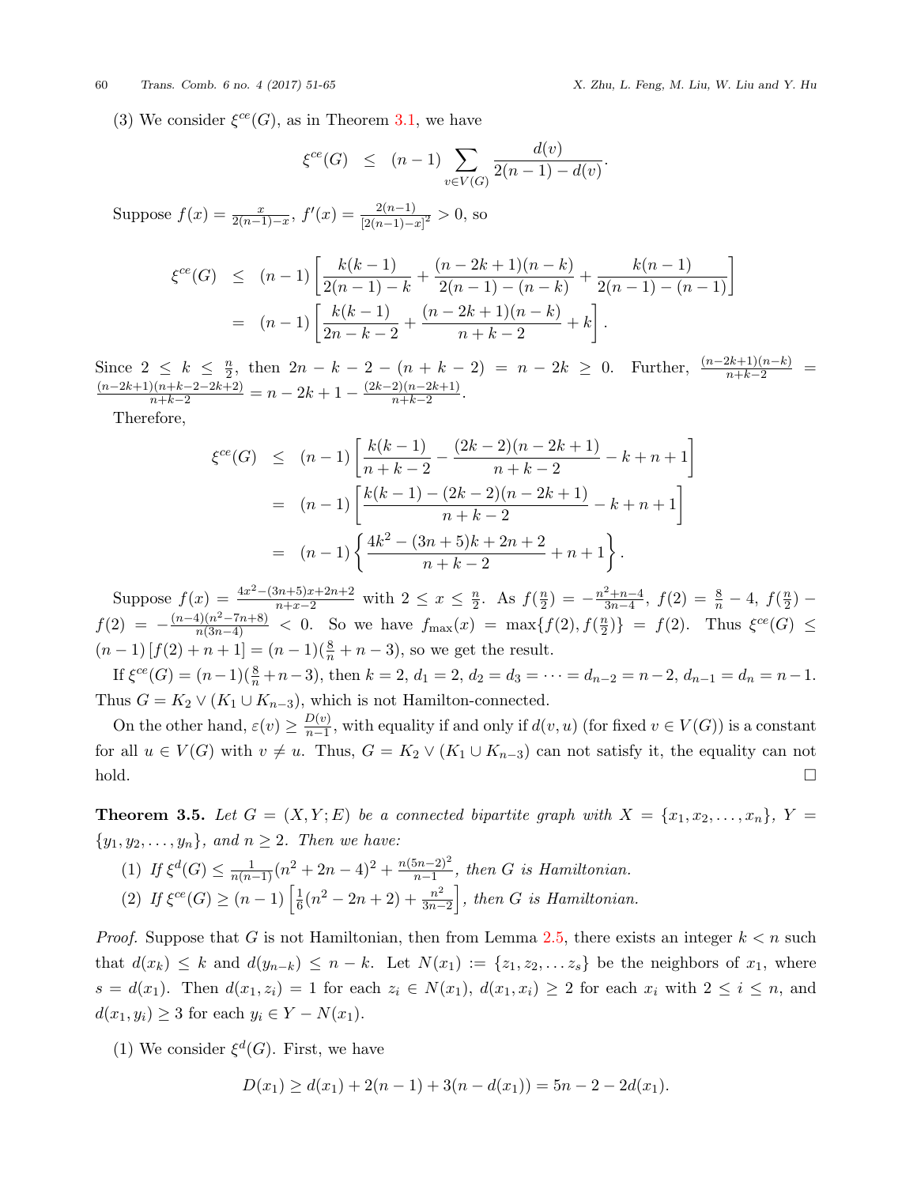(3) We consider $\xi^{ce}(G)$, as in Theorem 3.1, we have

$$\xi^{ce}(G) \leq (n-1)\sum_{v\in V(G)} \frac{d(v)}{2(n-1)-d(v)}.$$

Suppose $f(x) = \frac{x}{2(n-1)-x}$, $f'(x) = \frac{2(n-1)}{[2(n-1)-x]^2} > 0$, so

$$\begin{aligned}
\xi^{ce}(G) &\leq (n-1)\left[\frac{k(k-1)}{2(n-1)-k} + \frac{(n-2k+1)(n-k)}{2(n-1)-(n-k)} + \frac{k(n-1)}{2(n-1)-(n-1)}\right] \\
&= (n-1)\left[\frac{k(k-1)}{2n-k-2} + \frac{(n-2k+1)(n-k)}{n+k-2} + k\right].
\end{aligned}$$

Since $2 \leq k \leq \frac{n}{2}$, then $2n-k-2-(n+k-2) = n-2k \geq 0$. Further, $\frac{(n-2k+1)(n-k)}{n+k-2} = \frac{(n-2k+1)(n+k-2-2k+2)}{n+k-2} = n-2k+1-\frac{(2k-2)(n-2k+1)}{n+k-2}$.

Therefore,

$$\begin{aligned}
\xi^{ce}(G) &\leq (n-1)\left[\frac{k(k-1)}{n+k-2} - \frac{(2k-2)(n-2k+1)}{n+k-2} - k + n + 1\right] \\
&= (n-1)\left[\frac{k(k-1)-(2k-2)(n-2k+1)}{n+k-2} - k + n + 1\right] \\
&= (n-1)\left\{\frac{4k^2-(3n+5)k+2n+2}{n+k-2} + n + 1\right\}.
\end{aligned}$$

Suppose $f(x) = \frac{4x^2-(3n+5)x+2n+2}{n+x-2}$ with $2 \leq x \leq \frac{n}{2}$. As $f(\frac{n}{2}) = -\frac{n^2+n-4}{3n-4}$, $f(2) = \frac{8}{n} - 4$, $f(\frac{n}{2}) - f(2) = -\frac{(n-4)(n^2-7n+8)}{n(3n-4)} < 0$. So we have $f_{\max}(x) = \max\{f(2), f(\frac{n}{2})\} = f(2)$. Thus $\xi^{ce}(G) \leq (n-1)\left[f(2)+n+1\right] = (n-1)(\frac{8}{n}+n-3)$, so we get the result.

If $\xi^{ce}(G) = (n-1)(\frac{8}{n}+n-3)$, then $k = 2$, $d_1 = 2$, $d_2 = d_3 = \cdots = d_{n-2} = n-2$, $d_{n-1} = d_n = n-1$. Thus $G = K_2 \vee (K_1 \cup K_{n-3})$, which is not Hamilton-connected.

On the other hand, $\varepsilon(v) \geq \frac{D(v)}{n-1}$, with equality if and only if $d(v,u)$ (for fixed $v \in V(G)$) is a constant for all $u \in V(G)$ with $v \neq u$. Thus, $G = K_2 \vee (K_1 \cup K_{n-3})$ can not satisfy it, the equality can not hold. $\square$

**Theorem 3.5.** *Let $G = (X, Y; E)$ be a connected bipartite graph with $X = \{x_1, x_2, \ldots, x_n\}$, $Y = \{y_1, y_2, \ldots, y_n\}$, and $n \geq 2$. Then we have:*

(1) *If $\xi^d(G) \leq \frac{1}{n(n-1)}(n^2+2n-4)^2 + \frac{n(5n-2)^2}{n-1}$, then $G$ is Hamiltonian.*

(2) *If $\xi^{ce}(G) \geq (n-1)\left[\frac{1}{6}(n^2-2n+2) + \frac{n^2}{3n-2}\right]$, then $G$ is Hamiltonian.*

*Proof.* Suppose that $G$ is not Hamiltonian, then from Lemma 2.5, there exists an integer $k < n$ such that $d(x_k) \leq k$ and $d(y_{n-k}) \leq n-k$. Let $N(x_1) := \{z_1, z_2, \ldots z_s\}$ be the neighbors of $x_1$, where $s = d(x_1)$. Then $d(x_1, z_i) = 1$ for each $z_i \in N(x_1)$, $d(x_1, x_i) \geq 2$ for each $x_i$ with $2 \leq i \leq n$, and $d(x_1, y_i) \geq 3$ for each $y_i \in Y - N(x_1)$.

(1) We consider $\xi^d(G)$. First, we have

$$D(x_1) \geq d(x_1) + 2(n-1) + 3(n-d(x_1)) = 5n-2-2d(x_1).$$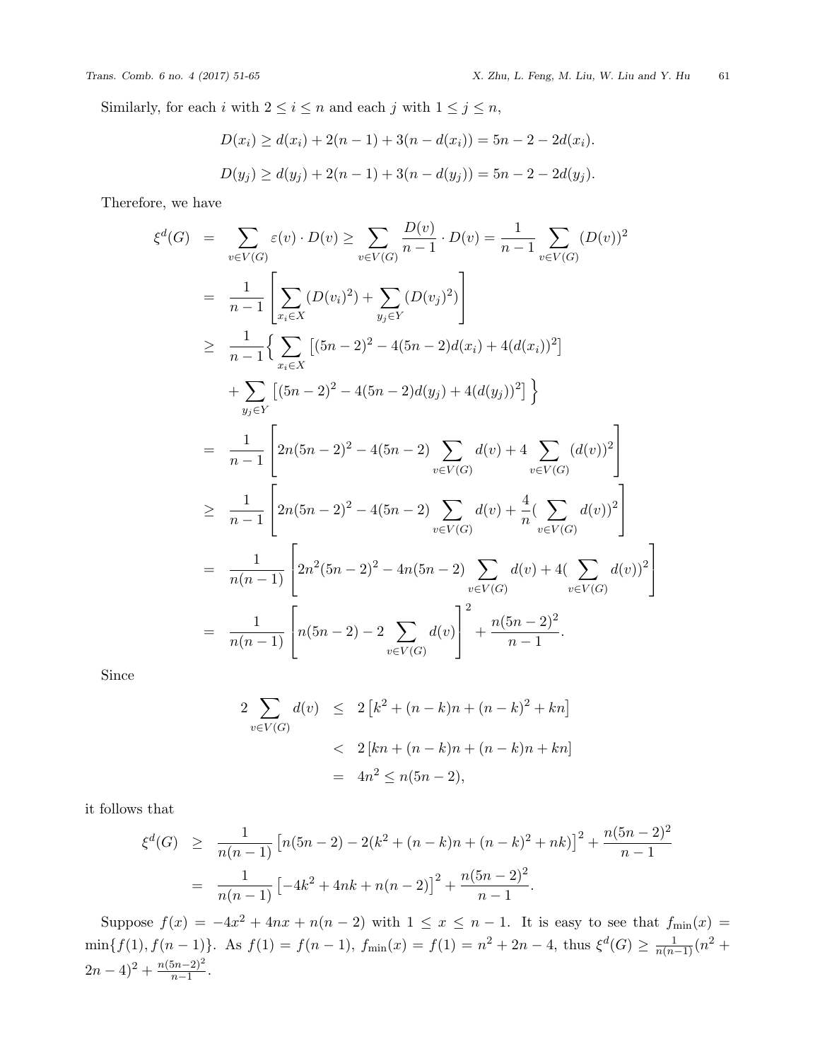Similarly, for each $i$ with $2 \leq i \leq n$ and each $j$ with $1 \leq j \leq n$,

$$D(x_i) \geq d(x_i) + 2(n-1) + 3(n - d(x_i)) = 5n - 2 - 2d(x_i).$$

$$D(y_j) \geq d(y_j) + 2(n-1) + 3(n - d(y_j)) = 5n - 2 - 2d(y_j).$$

Therefore, we have

$$\begin{aligned}
\xi^d(G) &= \sum_{v \in V(G)} \varepsilon(v) \cdot D(v) \geq \sum_{v \in V(G)} \frac{D(v)}{n-1} \cdot D(v) = \frac{1}{n-1} \sum_{v \in V(G)} (D(v))^2 \\
&= \frac{1}{n-1} \left[ \sum_{x_i \in X} (D(v_i)^2) + \sum_{y_j \in Y} (D(v_j)^2) \right] \\
&\geq \frac{1}{n-1} \Big\{ \sum_{x_i \in X} \left[ (5n-2)^2 - 4(5n-2)d(x_i) + 4(d(x_i))^2 \right] \\
&\quad + \sum_{y_j \in Y} \left[ (5n-2)^2 - 4(5n-2)d(y_j) + 4(d(y_j))^2 \right] \Big\} \\
&= \frac{1}{n-1} \left[ 2n(5n-2)^2 - 4(5n-2) \sum_{v \in V(G)} d(v) + 4 \sum_{v \in V(G)} (d(v))^2 \right] \\
&\geq \frac{1}{n-1} \left[ 2n(5n-2)^2 - 4(5n-2) \sum_{v \in V(G)} d(v) + \frac{4}{n} (\sum_{v \in V(G)} d(v))^2 \right] \\
&= \frac{1}{n(n-1)} \left[ 2n^2(5n-2)^2 - 4n(5n-2) \sum_{v \in V(G)} d(v) + 4(\sum_{v \in V(G)} d(v))^2 \right] \\
&= \frac{1}{n(n-1)} \left[ n(5n-2) - 2 \sum_{v \in V(G)} d(v) \right]^2 + \frac{n(5n-2)^2}{n-1}.
\end{aligned}$$

Since

$$\begin{aligned}
2 \sum_{v \in V(G)} d(v) &\leq 2\left[k^2 + (n-k)n + (n-k)^2 + kn\right] \\
&< 2\left[kn + (n-k)n + (n-k)n + kn\right] \\
&= 4n^2 \leq n(5n-2),
\end{aligned}$$

it follows that

$$\begin{aligned}
\xi^d(G) &\geq \frac{1}{n(n-1)} \left[ n(5n-2) - 2(k^2 + (n-k)n + (n-k)^2 + nk) \right]^2 + \frac{n(5n-2)^2}{n-1} \\
&= \frac{1}{n(n-1)} \left[ -4k^2 + 4nk + n(n-2) \right]^2 + \frac{n(5n-2)^2}{n-1}.
\end{aligned}$$

Suppose $f(x) = -4x^2 + 4nx + n(n-2)$ with $1 \leq x \leq n-1$. It is easy to see that $f_{\min}(x) = \min\{f(1), f(n-1)\}$. As $f(1) = f(n-1)$, $f_{\min}(x) = f(1) = n^2 + 2n - 4$, thus $\xi^d(G) \geq \frac{1}{n(n-1)}(n^2 + 2n - 4)^2 + \frac{n(5n-2)^2}{n-1}$.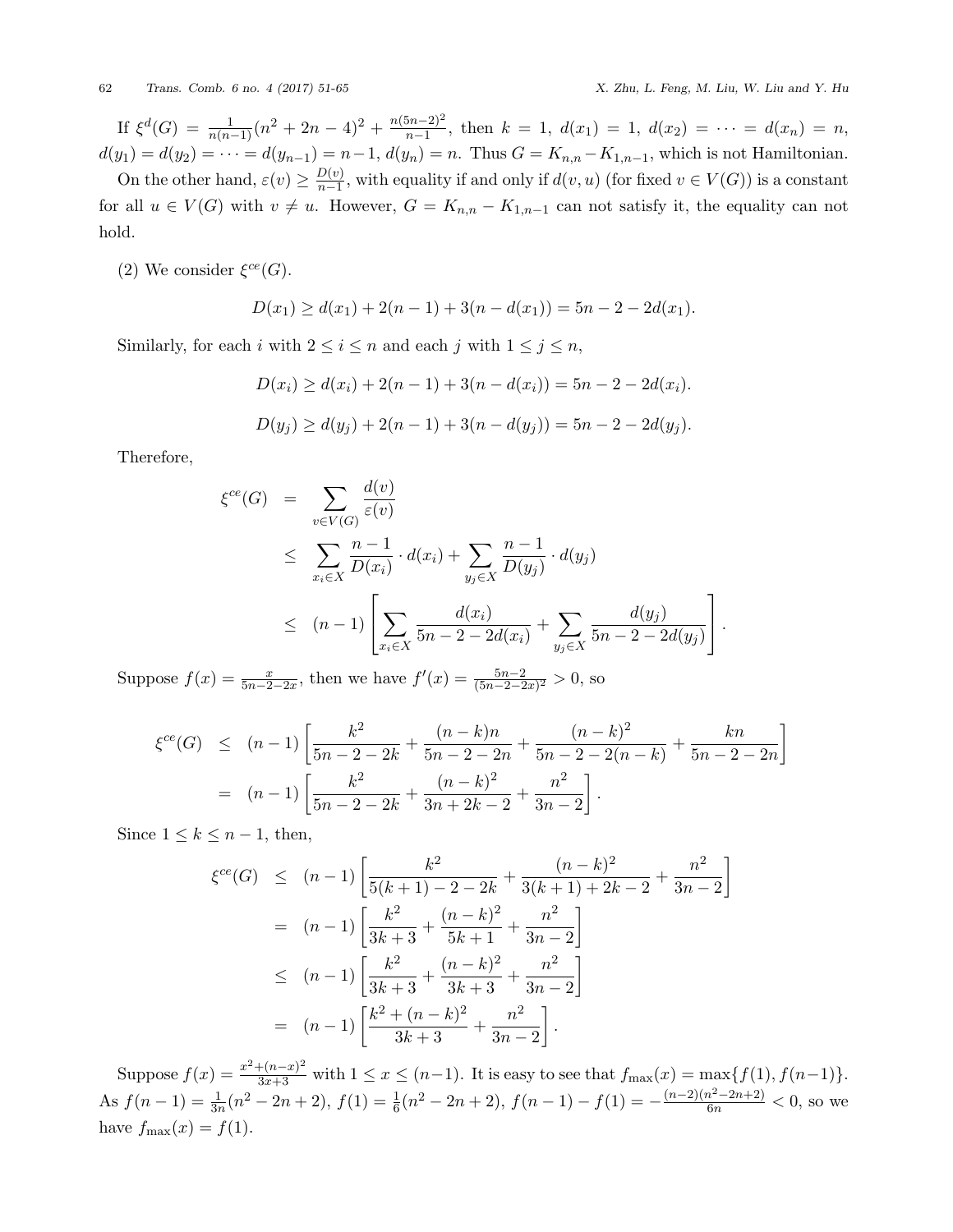If $\xi^d(G) = \frac{1}{n(n-1)}(n^2+2n-4)^2 + \frac{n(5n-2)^2}{n-1}$, then $k=1$, $d(x_1)=1$, $d(x_2)=\cdots=d(x_n)=n$, $d(y_1)=d(y_2)=\cdots=d(y_{n-1})=n-1$, $d(y_n)=n$. Thus $G=K_{n,n}-K_{1,n-1}$, which is not Hamiltonian.

On the other hand, $\varepsilon(v) \geq \frac{D(v)}{n-1}$, with equality if and only if $d(v,u)$ (for fixed $v \in V(G)$) is a constant for all $u \in V(G)$ with $v \neq u$. However, $G = K_{n,n}-K_{1,n-1}$ can not satisfy it, the equality can not hold.

(2) We consider $\xi^{ce}(G)$.

$$D(x_1) \geq d(x_1) + 2(n-1) + 3(n-d(x_1)) = 5n-2-2d(x_1).$$

Similarly, for each $i$ with $2 \leq i \leq n$ and each $j$ with $1 \leq j \leq n$,

$$D(x_i) \geq d(x_i) + 2(n-1) + 3(n-d(x_i)) = 5n-2-2d(x_i).$$

$$D(y_j) \geq d(y_j) + 2(n-1) + 3(n-d(y_j)) = 5n-2-2d(y_j).$$

Therefore,

$$\begin{aligned}
\xi^{ce}(G) &= \sum_{v\in V(G)} \frac{d(v)}{\varepsilon(v)} \\
&\leq \sum_{x_i \in X} \frac{n-1}{D(x_i)} \cdot d(x_i) + \sum_{y_j \in X} \frac{n-1}{D(y_j)} \cdot d(y_j) \\
&\leq (n-1)\left[\sum_{x_i \in X} \frac{d(x_i)}{5n-2-2d(x_i)} + \sum_{y_j \in X} \frac{d(y_j)}{5n-2-2d(y_j)}\right].
\end{aligned}$$

Suppose $f(x) = \frac{x}{5n-2-2x}$, then we have $f'(x) = \frac{5n-2}{(5n-2-2x)^2} > 0$, so

$$\begin{aligned}
\xi^{ce}(G) &\leq (n-1)\left[\frac{k^2}{5n-2-2k} + \frac{(n-k)n}{5n-2-2n} + \frac{(n-k)^2}{5n-2-2(n-k)} + \frac{kn}{5n-2-2n}\right] \\
&= (n-1)\left[\frac{k^2}{5n-2-2k} + \frac{(n-k)^2}{3n+2k-2} + \frac{n^2}{3n-2}\right].
\end{aligned}$$

Since $1 \leq k \leq n-1$, then,

$$\begin{aligned}
\xi^{ce}(G) &\leq (n-1)\left[\frac{k^2}{5(k+1)-2-2k} + \frac{(n-k)^2}{3(k+1)+2k-2} + \frac{n^2}{3n-2}\right] \\
&= (n-1)\left[\frac{k^2}{3k+3} + \frac{(n-k)^2}{5k+1} + \frac{n^2}{3n-2}\right] \\
&\leq (n-1)\left[\frac{k^2}{3k+3} + \frac{(n-k)^2}{3k+3} + \frac{n^2}{3n-2}\right] \\
&= (n-1)\left[\frac{k^2+(n-k)^2}{3k+3} + \frac{n^2}{3n-2}\right].
\end{aligned}$$

Suppose $f(x) = \frac{x^2+(n-x)^2}{3x+3}$ with $1 \leq x \leq (n-1)$. It is easy to see that $f_{\max}(x) = \max\{f(1), f(n-1)\}$. As $f(n-1) = \frac{1}{3n}(n^2-2n+2)$, $f(1) = \frac{1}{6}(n^2-2n+2)$, $f(n-1)-f(1) = -\frac{(n-2)(n^2-2n+2)}{6n} < 0$, so we have $f_{\max}(x) = f(1)$.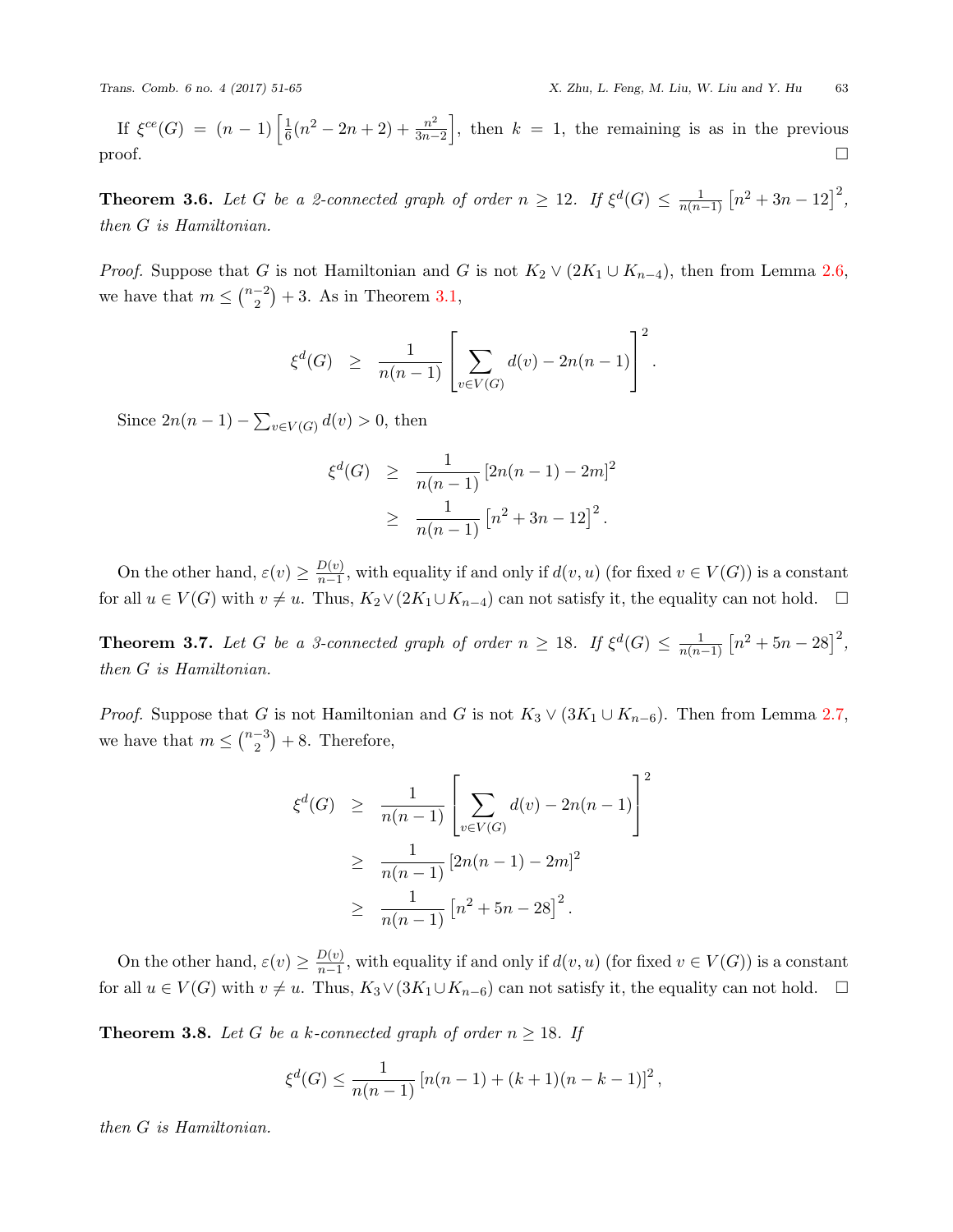If $\xi^{ce}(G) = (n-1)\left[\frac{1}{6}(n^2-2n+2) + \frac{n^2}{3n-2}\right]$, then $k=1$, the remaining is as in the previous proof. $\square$

**Theorem 3.6.** *Let $G$ be a 2-connected graph of order $n \geq 12$. If $\xi^d(G) \leq \frac{1}{n(n-1)}\left[n^2+3n-12\right]^2$, then $G$ is Hamiltonian.*

*Proof.* Suppose that $G$ is not Hamiltonian and $G$ is not $K_2 \vee (2K_1 \cup K_{n-4})$, then from Lemma 2.6, we have that $m \leq \binom{n-2}{2} + 3$. As in Theorem 3.1,

$$\xi^d(G) \geq \frac{1}{n(n-1)}\left[\sum_{v\in V(G)} d(v) - 2n(n-1)\right]^2.$$

Since $2n(n-1) - \sum_{v\in V(G)} d(v) > 0$, then

$$\begin{aligned}
\xi^d(G) &\geq \frac{1}{n(n-1)}\left[2n(n-1)-2m\right]^2 \\
&\geq \frac{1}{n(n-1)}\left[n^2+3n-12\right]^2.
\end{aligned}$$

On the other hand, $\varepsilon(v) \geq \frac{D(v)}{n-1}$, with equality if and only if $d(v,u)$ (for fixed $v \in V(G)$) is a constant for all $u \in V(G)$ with $v \neq u$. Thus, $K_2 \vee (2K_1 \cup K_{n-4})$ can not satisfy it, the equality can not hold. $\square$

**Theorem 3.7.** *Let $G$ be a 3-connected graph of order $n \geq 18$. If $\xi^d(G) \leq \frac{1}{n(n-1)}\left[n^2+5n-28\right]^2$, then $G$ is Hamiltonian.*

*Proof.* Suppose that $G$ is not Hamiltonian and $G$ is not $K_3 \vee (3K_1 \cup K_{n-6})$. Then from Lemma 2.7, we have that $m \leq \binom{n-3}{2} + 8$. Therefore,

$$\begin{aligned}
\xi^d(G) &\geq \frac{1}{n(n-1)}\left[\sum_{v\in V(G)} d(v) - 2n(n-1)\right]^2 \\
&\geq \frac{1}{n(n-1)}\left[2n(n-1)-2m\right]^2 \\
&\geq \frac{1}{n(n-1)}\left[n^2+5n-28\right]^2.
\end{aligned}$$

On the other hand, $\varepsilon(v) \geq \frac{D(v)}{n-1}$, with equality if and only if $d(v,u)$ (for fixed $v \in V(G)$) is a constant for all $u \in V(G)$ with $v \neq u$. Thus, $K_3 \vee (3K_1 \cup K_{n-6})$ can not satisfy it, the equality can not hold. $\square$

**Theorem 3.8.** *Let $G$ be a $k$-connected graph of order $n \geq 18$. If*

$$\xi^d(G) \leq \frac{1}{n(n-1)}\left[n(n-1) + (k+1)(n-k-1)\right]^2,$$

*then $G$ is Hamiltonian.*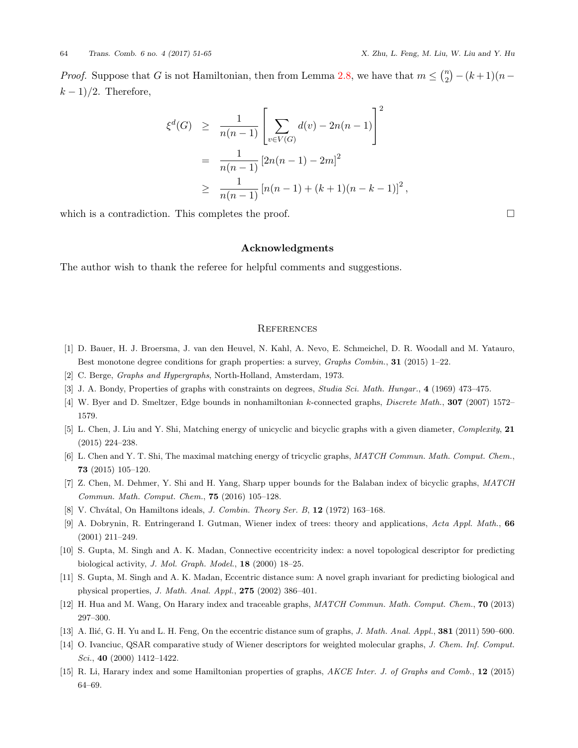*Proof.* Suppose that $G$ is not Hamiltonian, then from Lemma 2.8, we have that $m \leq \binom{n}{2} - (k+1)(n-k-1)/2$. Therefore,

$$
\begin{aligned}
\xi^d(G) &\geq \frac{1}{n(n-1)}\left[\sum_{v \in V(G)} d(v) - 2n(n-1)\right]^2 \\
&= \frac{1}{n(n-1)}\left[2n(n-1) - 2m\right]^2 \\
&\geq \frac{1}{n(n-1)}\left[n(n-1) + (k+1)(n-k-1)\right]^2,
\end{aligned}
$$

which is a contradiction. This completes the proof. □

## Acknowledgments

The author wish to thank the referee for helpful comments and suggestions.

## References

[1] D. Bauer, H. J. Broersma, J. van den Heuvel, N. Kahl, A. Nevo, E. Schmeichel, D. R. Woodall and M. Yatauro, Best monotone degree conditions for graph properties: a survey, *Graphs Combin.*, **31** (2015) 1–22.

[2] C. Berge, *Graphs and Hypergraphs*, North-Holland, Amsterdam, 1973.

[3] J. A. Bondy, Properties of graphs with constraints on degrees, *Studia Sci. Math. Hungar.*, **4** (1969) 473–475.

[4] W. Byer and D. Smeltzer, Edge bounds in nonhamiltonian $k$-connected graphs, *Discrete Math.*, **307** (2007) 1572–1579.

[5] L. Chen, J. Liu and Y. Shi, Matching energy of unicyclic and bicyclic graphs with a given diameter, *Complexity*, **21** (2015) 224–238.

[6] L. Chen and Y. T. Shi, The maximal matching energy of tricyclic graphs, *MATCH Commun. Math. Comput. Chem.*, **73** (2015) 105–120.

[7] Z. Chen, M. Dehmer, Y. Shi and H. Yang, Sharp upper bounds for the Balaban index of bicyclic graphs, *MATCH Commun. Math. Comput. Chem.*, **75** (2016) 105–128.

[8] V. Chvátal, On Hamiltons ideals, *J. Combin. Theory Ser. B*, **12** (1972) 163–168.

[9] A. Dobrynin, R. Entringerand I. Gutman, Wiener index of trees: theory and applications, *Acta Appl. Math.*, **66** (2001) 211–249.

[10] S. Gupta, M. Singh and A. K. Madan, Connective eccentricity index: a novel topological descriptor for predicting biological activity, *J. Mol. Graph. Model.*, **18** (2000) 18–25.

[11] S. Gupta, M. Singh and A. K. Madan, Eccentric distance sum: A novel graph invariant for predicting biological and physical properties, *J. Math. Anal. Appl.*, **275** (2002) 386–401.

[12] H. Hua and M. Wang, On Harary index and traceable graphs, *MATCH Commun. Math. Comput. Chem.*, **70** (2013) 297–300.

[13] A. Ilić, G. H. Yu and L. H. Feng, On the eccentric distance sum of graphs, *J. Math. Anal. Appl.*, **381** (2011) 590–600.

[14] O. Ivanciuc, QSAR comparative study of Wiener descriptors for weighted molecular graphs, *J. Chem. Inf. Comput. Sci.*, **40** (2000) 1412–1422.

[15] R. Li, Harary index and some Hamiltonian properties of graphs, *AKCE Inter. J. of Graphs and Comb.*, **12** (2015) 64–69.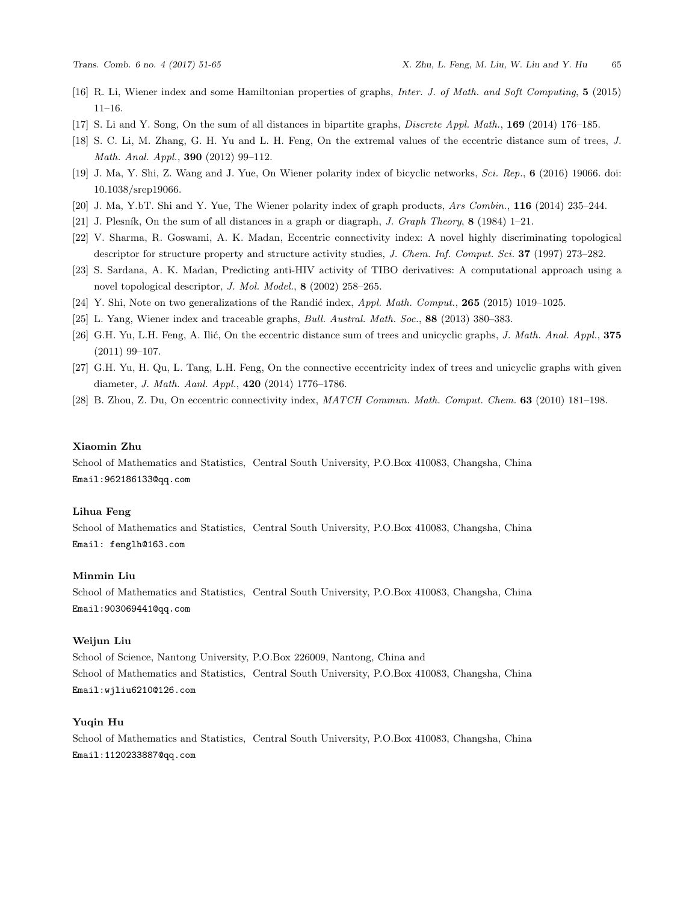[16] R. Li, Wiener index and some Hamiltonian properties of graphs, *Inter. J. of Math. and Soft Computing*, **5** (2015) 11–16.

[17] S. Li and Y. Song, On the sum of all distances in bipartite graphs, *Discrete Appl. Math.*, **169** (2014) 176–185.

[18] S. C. Li, M. Zhang, G. H. Yu and L. H. Feng, On the extremal values of the eccentric distance sum of trees, *J. Math. Anal. Appl.*, **390** (2012) 99–112.

[19] J. Ma, Y. Shi, Z. Wang and J. Yue, On Wiener polarity index of bicyclic networks, *Sci. Rep.*, **6** (2016) 19066. doi: 10.1038/srep19066.

[20] J. Ma, Y.bT. Shi and Y. Yue, The Wiener polarity index of graph products, *Ars Combin.*, **116** (2014) 235–244.

[21] J. Plesník, On the sum of all distances in a graph or diagraph, *J. Graph Theory*, **8** (1984) 1–21.

[22] V. Sharma, R. Goswami, A. K. Madan, Eccentric connectivity index: A novel highly discriminating topological descriptor for structure property and structure activity studies, *J. Chem. Inf. Comput. Sci.* **37** (1997) 273–282.

[23] S. Sardana, A. K. Madan, Predicting anti-HIV activity of TIBO derivatives: A computational approach using a novel topological descriptor, *J. Mol. Model.*, **8** (2002) 258–265.

[24] Y. Shi, Note on two generalizations of the Randić index, *Appl. Math. Comput.*, **265** (2015) 1019–1025.

[25] L. Yang, Wiener index and traceable graphs, *Bull. Austral. Math. Soc.*, **88** (2013) 380–383.

[26] G.H. Yu, L.H. Feng, A. Ilić, On the eccentric distance sum of trees and unicyclic graphs, *J. Math. Anal. Appl.*, **375** (2011) 99–107.

[27] G.H. Yu, H. Qu, L. Tang, L.H. Feng, On the connective eccentricity index of trees and unicyclic graphs with given diameter, *J. Math. Aanl. Appl.*, **420** (2014) 1776–1786.

[28] B. Zhou, Z. Du, On eccentric connectivity index, *MATCH Commun. Math. Comput. Chem.* **63** (2010) 181–198.

**Xiaomin Zhu**

School of Mathematics and Statistics, Central South University, P.O.Box 410083, Changsha, China

Email:962186133@qq.com

**Lihua Feng**

School of Mathematics and Statistics, Central South University, P.O.Box 410083, Changsha, China

Email: fenglh@163.com

**Minmin Liu**

School of Mathematics and Statistics, Central South University, P.O.Box 410083, Changsha, China

Email:903069441@qq.com

**Weijun Liu**

School of Science, Nantong University, P.O.Box 226009, Nantong, China and

School of Mathematics and Statistics, Central South University, P.O.Box 410083, Changsha, China

Email:wjliu6210@126.com

**Yuqin Hu**

School of Mathematics and Statistics, Central South University, P.O.Box 410083, Changsha, China

Email:1120233887@qq.com